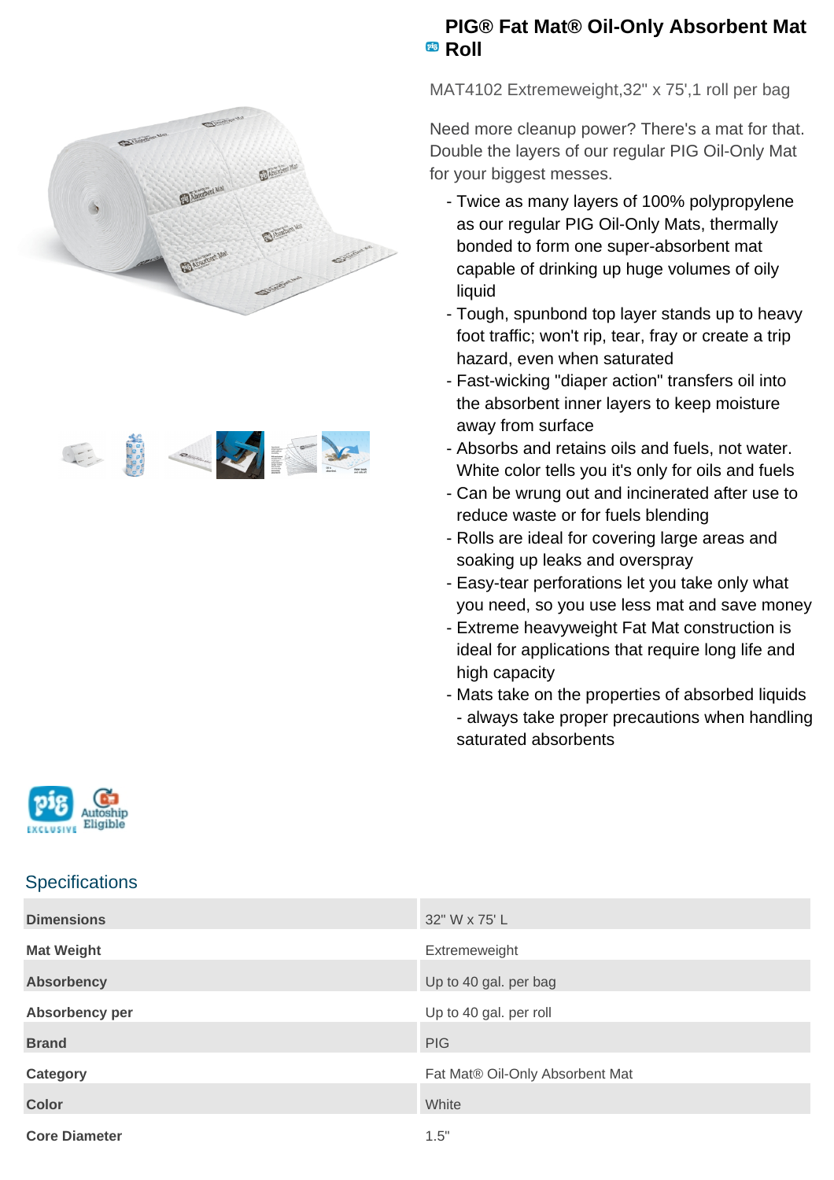# PIG® Fat Mat® Oil-Only Absorbent Mat Roll

MAT4102 Extremeweight,32" x 75',1 roll per bag

Need more cleanup power? There's a mat for that. Double the layers of our regular PIG Oil-Only Mat for your biggest messes.

- Twice as many layers of 100% polypropylene as our regular PIG Oil-Only Mats, thermally bonded to form one super-absorbent mat capable of drinking up huge volumes of oily liquid
- Tough, spunbond top layer stands up to heavy foot traffic; won't rip, tear, fray or create a trip hazard, even when saturated
- Fast-wicking "diaper action" transfers oil into the absorbent inner layers to keep moisture away from surface
- Absorbs and retains oils and fuels, not water. White color tells you it's only for oils and fuels
- Can be wrung out and incinerated after use to reduce waste or for fuels blending
- Rolls are ideal for covering large areas and soaking up leaks and overspray
- Easy-tear perforations let you take only what you need, so you use less mat and save money
- Extreme heavyweight Fat Mat construction is ideal for applications that require long life and high capacity
- Mats take on the properties of absorbed liquids - always take proper precautions when handling saturated absorbents

## Specifications

| | |
|---|---|
| **Dimensions** | 32" W x 75' L |
| **Mat Weight** | Extremeweight |
| **Absorbency** | Up to 40 gal. per bag |
| **Absorbency per** | Up to 40 gal. per roll |
| **Brand** | PIG |
| **Category** | Fat Mat® Oil-Only Absorbent Mat |
| **Color** | White |
| **Core Diameter** | 1.5" |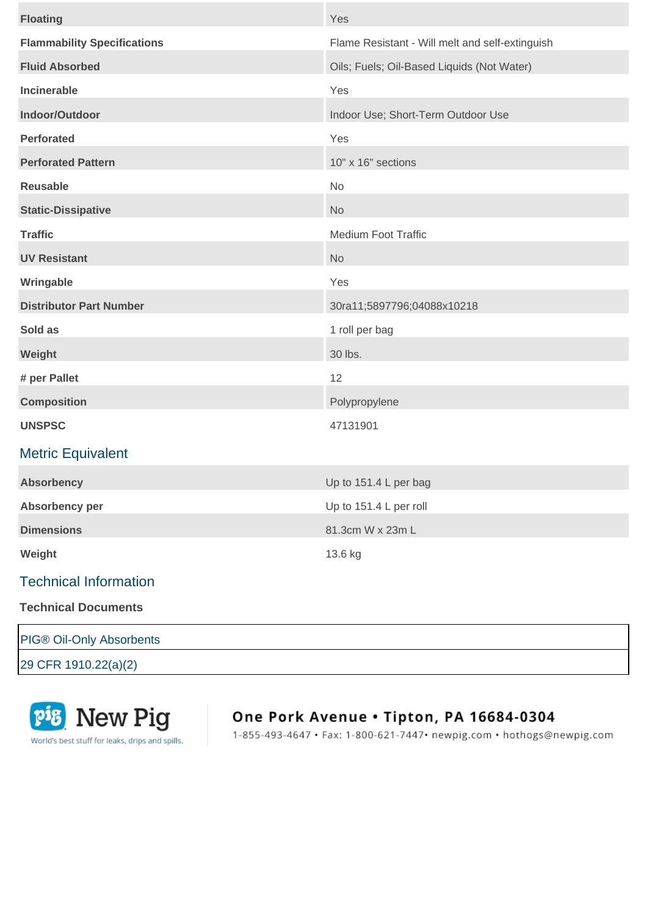| | |
|---|---|
| Floating | Yes |
| Flammability Specifications | Flame Resistant - Will melt and self-extinguish |
| Fluid Absorbed | Oils; Fuels; Oil-Based Liquids (Not Water) |
| Incinerable | Yes |
| Indoor/Outdoor | Indoor Use; Short-Term Outdoor Use |
| Perforated | Yes |
| Perforated Pattern | 10" x 16" sections |
| Reusable | No |
| Static-Dissipative | No |
| Traffic | Medium Foot Traffic |
| UV Resistant | No |
| Wringable | Yes |
| Distributor Part Number | 30ra11;5897796;04088x10218 |
| Sold as | 1 roll per bag |
| Weight | 30 lbs. |
| # per Pallet | 12 |
| Composition | Polypropylene |
| UNSPSC | 47131901 |

## Metric Equivalent

| | |
|---|---|
| Absorbency | Up to 151.4 L per bag |
| Absorbency per | Up to 151.4 L per roll |
| Dimensions | 81.3cm W x 23m L |
| Weight | 13.6 kg |

## Technical Information

**Technical Documents**

| |
|---|
| PIG® Oil-Only Absorbents |
| 29 CFR 1910.22(a)(2) |

New Pig
World's best stuff for leaks, drips and spills.

One Pork Avenue • Tipton, PA 16684-0304
1-855-493-4647 • Fax: 1-800-621-7447• newpig.com • hothogs@newpig.com